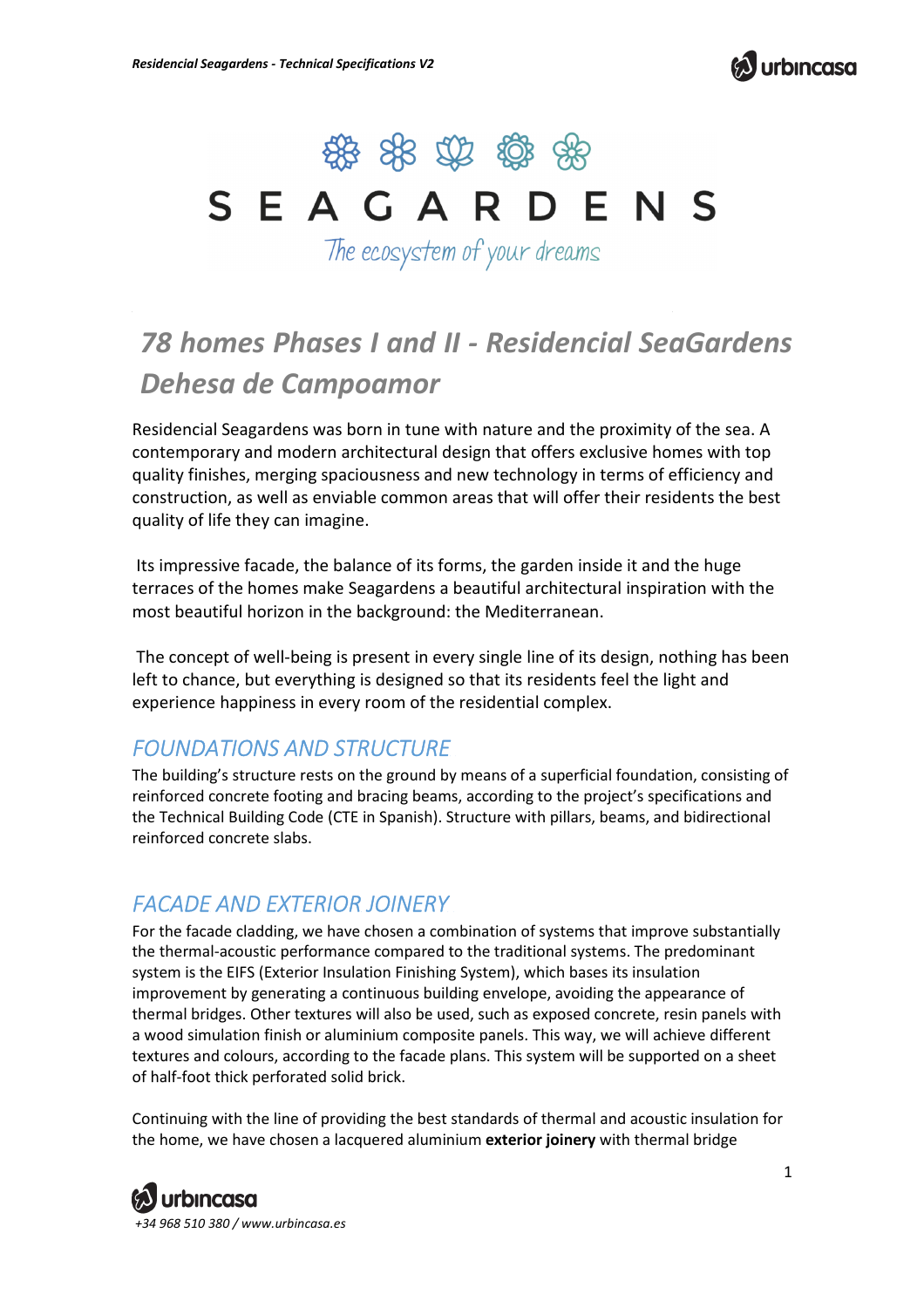# SEAGARDENS

*The ecosystem of your dreams*

## *78 homes Phases I and II - Residencial SeaGardens Dehesa de Campoamor*

Residencial Seagardens was born in tune with nature and the proximity of the sea. A contemporary and modern architectural design that offers exclusive homes with top quality finishes, merging spaciousness and new technology in terms of efficiency and construction, as well as enviable common areas that will offer their residents the best quality of life they can imagine.

Its impressive facade, the balance of its forms, the garden inside it and the huge terraces of the homes make Seagardens a beautiful architectural inspiration with the most beautiful horizon in the background: the Mediterranean.

The concept of well-being is present in every single line of its design, nothing has been left to chance, but everything is designed so that its residents feel the light and experience happiness in every room of the residential complex.

### *FOUNDATIONS AND STRUCTURE*

The building's structure rests on the ground by means of a superficial foundation, consisting of reinforced concrete footing and bracing beams, according to the project's specifications and the Technical Building Code (CTE in Spanish). Structure with pillars, beams, and bidirectional reinforced concrete slabs.

### *FACADE AND EXTERIOR JOINERY*

For the facade cladding, we have chosen a combination of systems that improve substantially the thermal-acoustic performance compared to the traditional systems. The predominant system is the EIFS (Exterior Insulation Finishing System), which bases its insulation improvement by generating a continuous building envelope, avoiding the appearance of thermal bridges. Other textures will also be used, such as exposed concrete, resin panels with a wood simulation finish or aluminium composite panels. This way, we will achieve different textures and colours, according to the facade plans. This system will be supported on a sheet of half-foot thick perforated solid brick.

Continuing with the line of providing the best standards of thermal and acoustic insulation for the home, we have chosen a lacquered aluminium **exterior joinery** with thermal bridge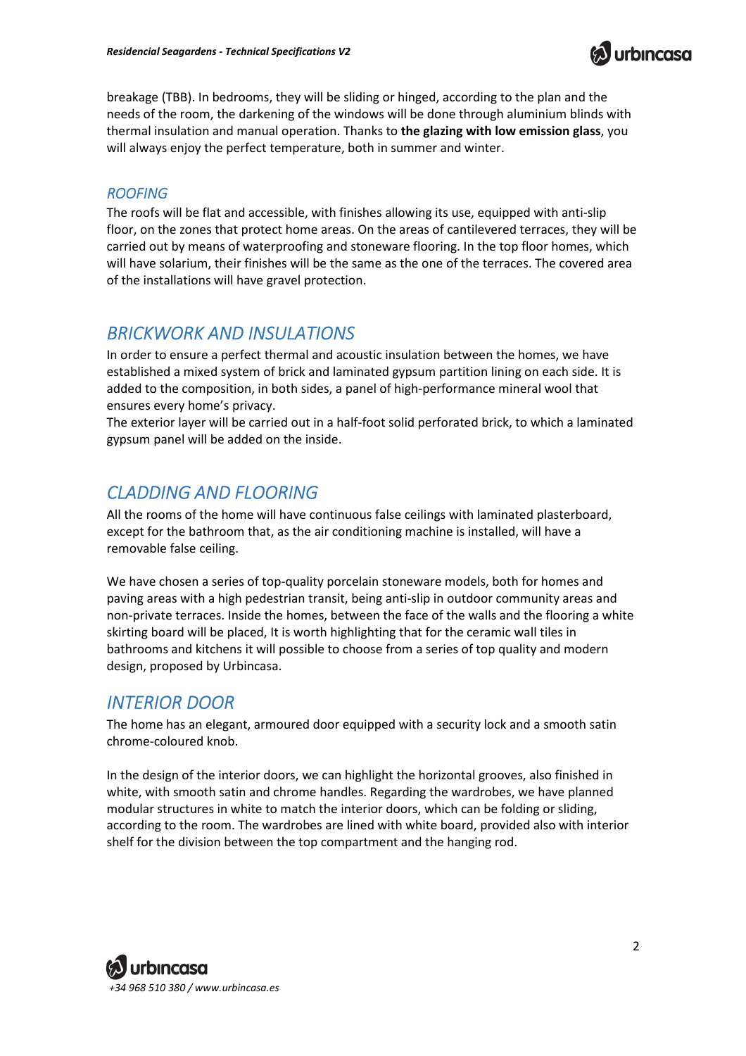breakage (TBB). In bedrooms, they will be sliding or hinged, according to the plan and the needs of the room, the darkening of the windows will be done through aluminium blinds with thermal insulation and manual operation. Thanks to **the glazing with low emission glass**, you will always enjoy the perfect temperature, both in summer and winter.

### *ROOFING*

The roofs will be flat and accessible, with finishes allowing its use, equipped with anti-slip floor, on the zones that protect home areas. On the areas of cantilevered terraces, they will be carried out by means of waterproofing and stoneware flooring. In the top floor homes, which will have solarium, their finishes will be the same as the one of the terraces. The covered area of the installations will have gravel protection.

## *BRICKWORK AND INSULATIONS*

In order to ensure a perfect thermal and acoustic insulation between the homes, we have established a mixed system of brick and laminated gypsum partition lining on each side. It is added to the composition, in both sides, a panel of high-performance mineral wool that ensures every home's privacy.
The exterior layer will be carried out in a half-foot solid perforated brick, to which a laminated gypsum panel will be added on the inside.

## *CLADDING AND FLOORING*

All the rooms of the home will have continuous false ceilings with laminated plasterboard, except for the bathroom that, as the air conditioning machine is installed, will have a removable false ceiling.

We have chosen a series of top-quality porcelain stoneware models, both for homes and paving areas with a high pedestrian transit, being anti-slip in outdoor community areas and non-private terraces. Inside the homes, between the face of the walls and the flooring a white skirting board will be placed, It is worth highlighting that for the ceramic wall tiles in bathrooms and kitchens it will possible to choose from a series of top quality and modern design, proposed by Urbincasa.

## *INTERIOR DOOR*

The home has an elegant, armoured door equipped with a security lock and a smooth satin chrome-coloured knob.

In the design of the interior doors, we can highlight the horizontal grooves, also finished in white, with smooth satin and chrome handles. Regarding the wardrobes, we have planned modular structures in white to match the interior doors, which can be folding or sliding, according to the room. The wardrobes are lined with white board, provided also with interior shelf for the division between the top compartment and the hanging rod.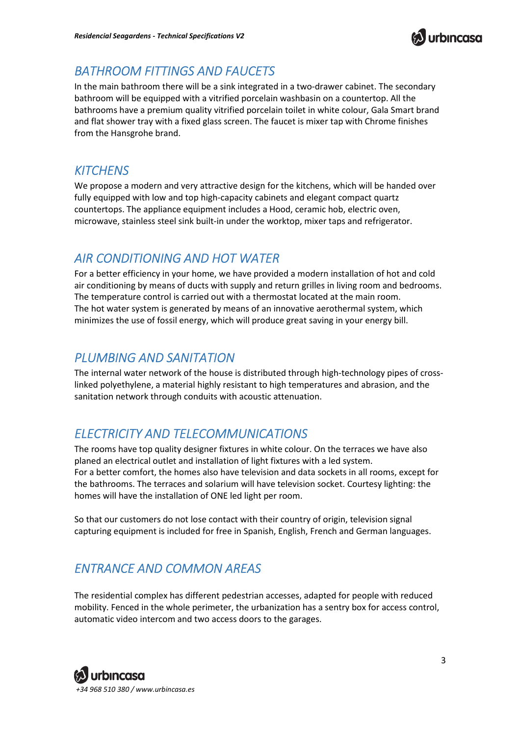## *BATHROOM FITTINGS AND FAUCETS*

In the main bathroom there will be a sink integrated in a two-drawer cabinet. The secondary bathroom will be equipped with a vitrified porcelain washbasin on a countertop. All the bathrooms have a premium quality vitrified porcelain toilet in white colour, Gala Smart brand and flat shower tray with a fixed glass screen. The faucet is mixer tap with Chrome finishes from the Hansgrohe brand.

## *KITCHENS*

We propose a modern and very attractive design for the kitchens, which will be handed over fully equipped with low and top high-capacity cabinets and elegant compact quartz countertops. The appliance equipment includes a Hood, ceramic hob, electric oven, microwave, stainless steel sink built-in under the worktop, mixer taps and refrigerator.

## *AIR CONDITIONING AND HOT WATER*

For a better efficiency in your home, we have provided a modern installation of hot and cold air conditioning by means of ducts with supply and return grilles in living room and bedrooms. The temperature control is carried out with a thermostat located at the main room.
The hot water system is generated by means of an innovative aerothermal system, which minimizes the use of fossil energy, which will produce great saving in your energy bill.

## *PLUMBING AND SANITATION*

The internal water network of the house is distributed through high-technology pipes of cross-linked polyethylene, a material highly resistant to high temperatures and abrasion, and the sanitation network through conduits with acoustic attenuation.

## *ELECTRICITY AND TELECOMMUNICATIONS*

The rooms have top quality designer fixtures in white colour. On the terraces we have also planed an electrical outlet and installation of light fixtures with a led system.
For a better comfort, the homes also have television and data sockets in all rooms, except for the bathrooms. The terraces and solarium will have television socket. Courtesy lighting: the homes will have the installation of ONE led light per room.

So that our customers do not lose contact with their country of origin, television signal capturing equipment is included for free in Spanish, English, French and German languages.

## *ENTRANCE AND COMMON AREAS*

The residential complex has different pedestrian accesses, adapted for people with reduced mobility. Fenced in the whole perimeter, the urbanization has a sentry box for access control, automatic video intercom and two access doors to the garages.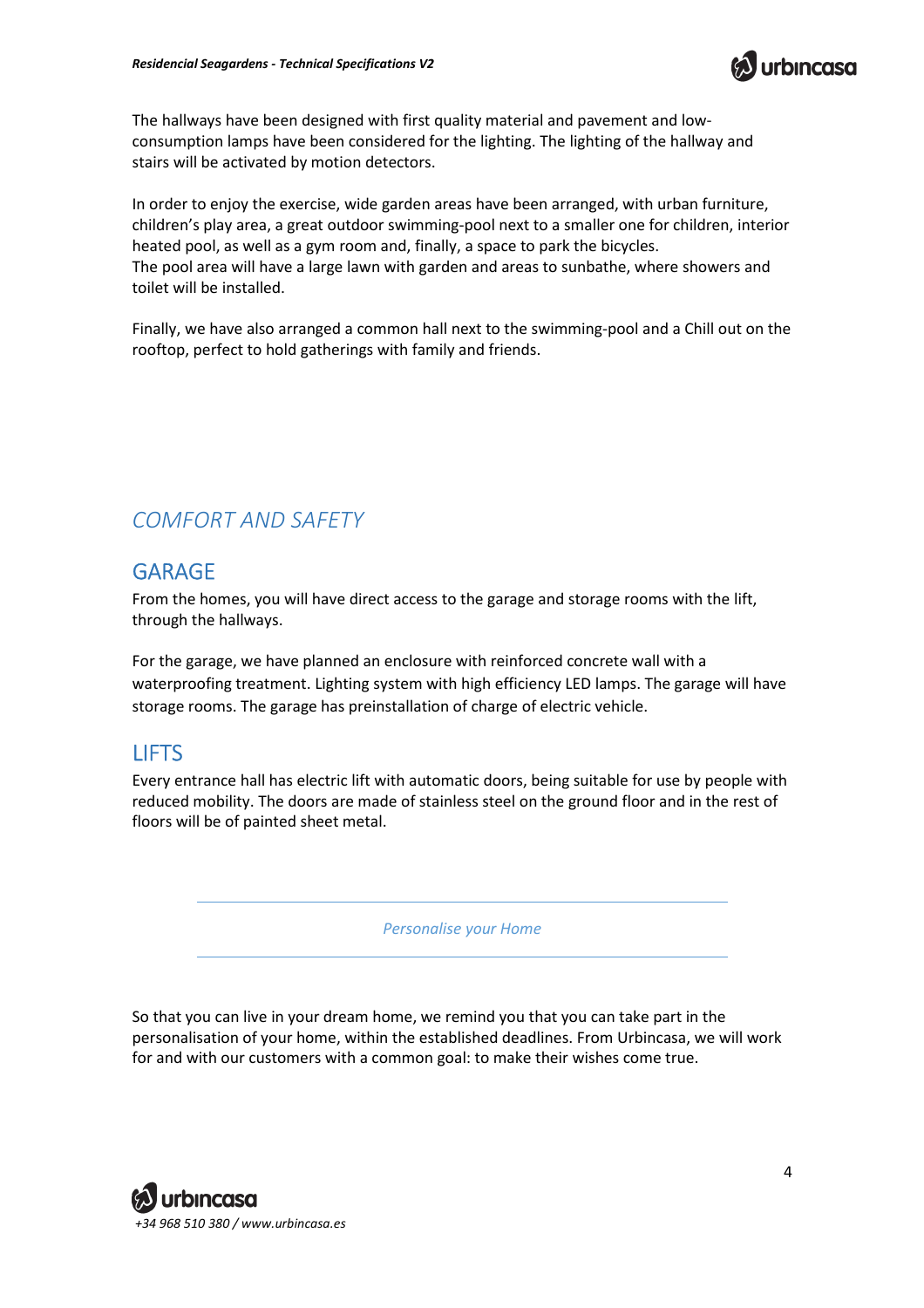The hallways have been designed with first quality material and pavement and low-consumption lamps have been considered for the lighting. The lighting of the hallway and stairs will be activated by motion detectors.

In order to enjoy the exercise, wide garden areas have been arranged, with urban furniture, children's play area, a great outdoor swimming-pool next to a smaller one for children, interior heated pool, as well as a gym room and, finally, a space to park the bicycles.
The pool area will have a large lawn with garden and areas to sunbathe, where showers and toilet will be installed.

Finally, we have also arranged a common hall next to the swimming-pool and a Chill out on the rooftop, perfect to hold gatherings with family and friends.

# *COMFORT AND SAFETY*

## GARAGE

From the homes, you will have direct access to the garage and storage rooms with the lift, through the hallways.

For the garage, we have planned an enclosure with reinforced concrete wall with a waterproofing treatment. Lighting system with high efficiency LED lamps. The garage will have storage rooms. The garage has preinstallation of charge of electric vehicle.

## LIFTS

Every entrance hall has electric lift with automatic doors, being suitable for use by people with reduced mobility. The doors are made of stainless steel on the ground floor and in the rest of floors will be of painted sheet metal.

---

*Personalise your Home*

---

So that you can live in your dream home, we remind you that you can take part in the personalisation of your home, within the established deadlines. From Urbincasa, we will work for and with our customers with a common goal: to make their wishes come true.

*+34 968 510 380 / www.urbincasa.es*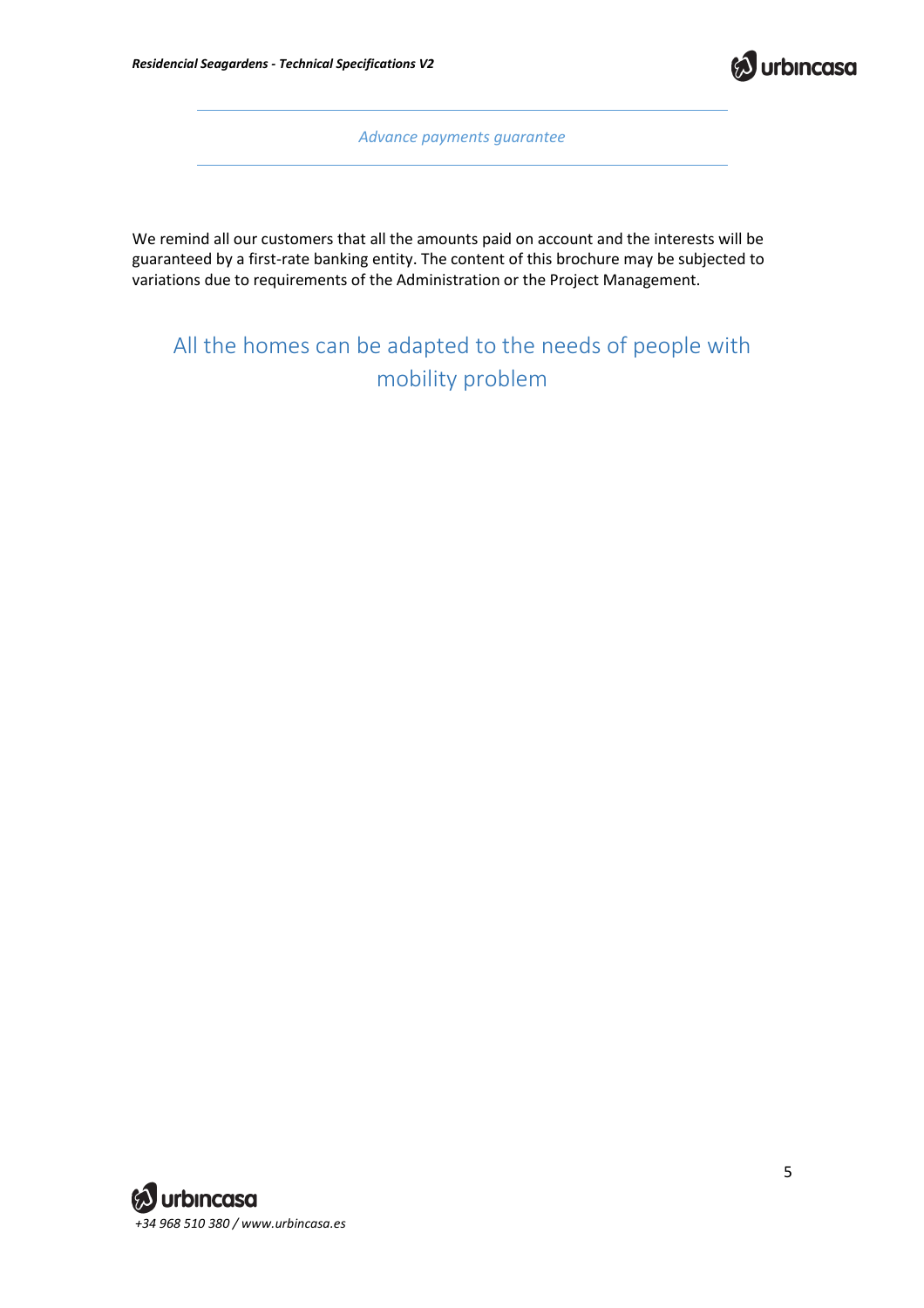## *Advance payments guarantee*

We remind all our customers that all the amounts paid on account and the interests will be guaranteed by a first-rate banking entity. The content of this brochure may be subjected to variations due to requirements of the Administration or the Project Management.

## All the homes can be adapted to the needs of people with mobility problem

urbincasa
*+34 968 510 380 / www.urbincasa.es*